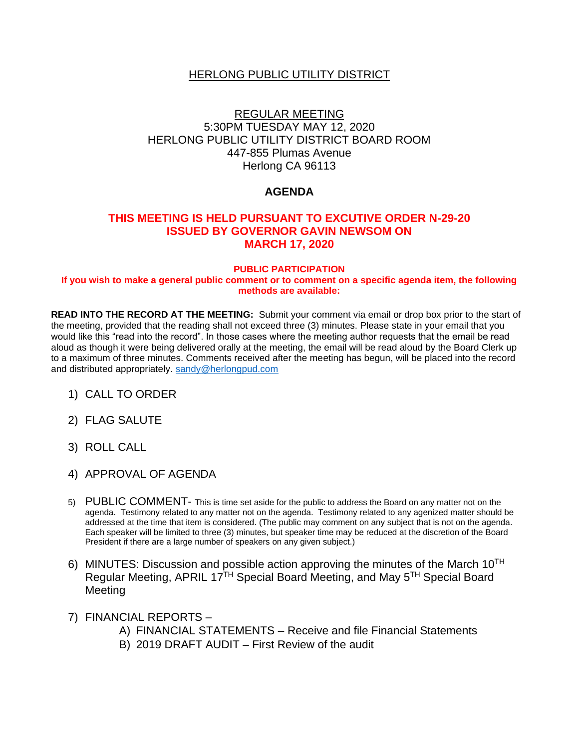# HERLONG PUBLIC UTILITY DISTRICT

## REGULAR MEETING

5:30PM TUESDAY MAY 12, 2020
HERLONG PUBLIC UTILITY DISTRICT BOARD ROOM
447-855 Plumas Avenue
Herlong CA 96113

## AGENDA

**THIS MEETING IS HELD PURSUANT TO EXCUTIVE ORDER N-29-20 ISSUED BY GOVERNOR GAVIN NEWSOM ON MARCH 17, 2020**

**PUBLIC PARTICIPATION**

**If you wish to make a general public comment or to comment on a specific agenda item, the following methods are available:**

**READ INTO THE RECORD AT THE MEETING:** Submit your comment via email or drop box prior to the start of the meeting, provided that the reading shall not exceed three (3) minutes. Please state in your email that you would like this "read into the record". In those cases where the meeting author requests that the email be read aloud as though it were being delivered orally at the meeting, the email will be read aloud by the Board Clerk up to a maximum of three minutes. Comments received after the meeting has begun, will be placed into the record and distributed appropriately. sandy@herlongpud.com

1) CALL TO ORDER
2) FLAG SALUTE
3) ROLL CALL
4) APPROVAL OF AGENDA
5) PUBLIC COMMENT- This is time set aside for the public to address the Board on any matter not on the agenda. Testimony related to any matter not on the agenda. Testimony related to any agenized matter should be addressed at the time that item is considered. (The public may comment on any subject that is not on the agenda. Each speaker will be limited to three (3) minutes, but speaker time may be reduced at the discretion of the Board President if there are a large number of speakers on any given subject.)
6) MINUTES: Discussion and possible action approving the minutes of the March 10TH Regular Meeting, APRIL 17TH Special Board Meeting, and May 5TH Special Board Meeting
7) FINANCIAL REPORTS –
   - A) FINANCIAL STATEMENTS – Receive and file Financial Statements
   - B) 2019 DRAFT AUDIT – First Review of the audit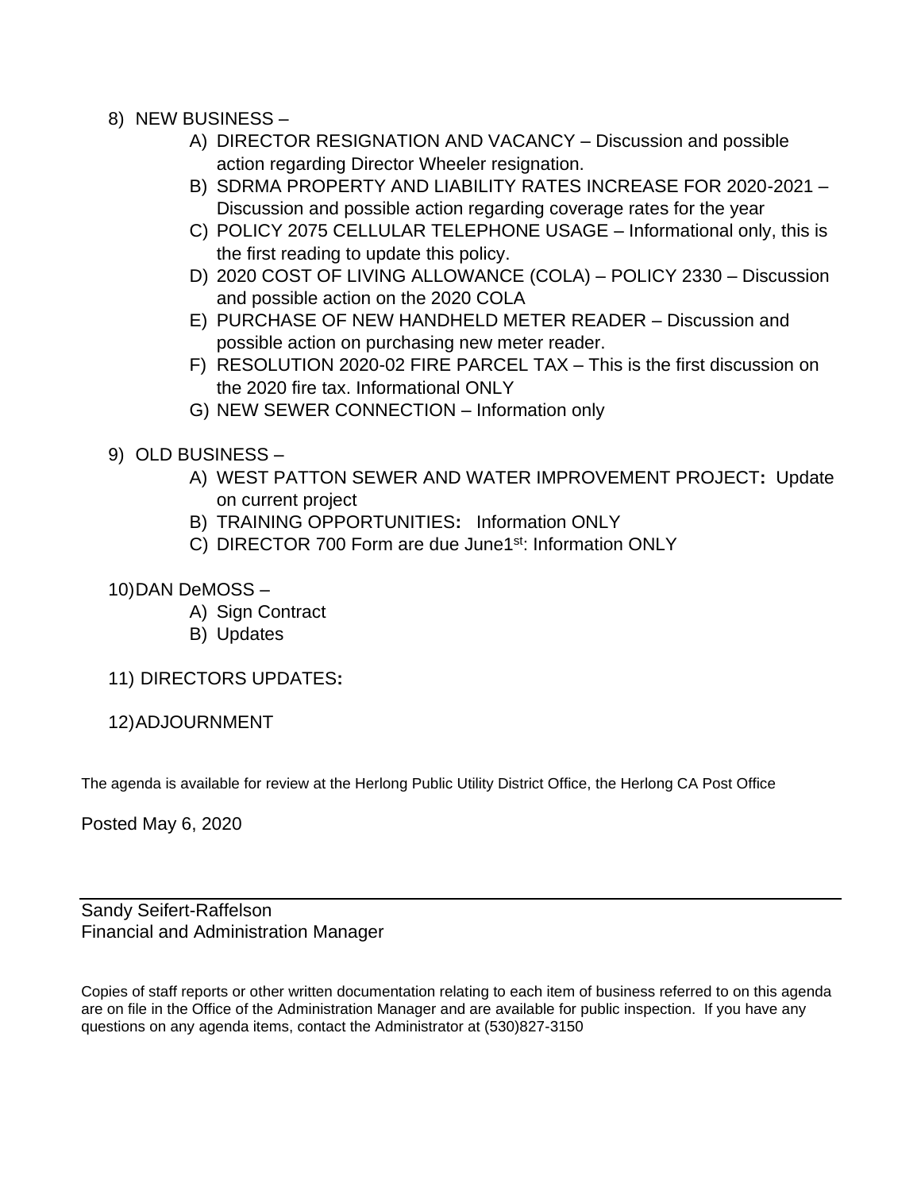8) NEW BUSINESS –
   - A) DIRECTOR RESIGNATION AND VACANCY – Discussion and possible action regarding Director Wheeler resignation.
   - B) SDRMA PROPERTY AND LIABILITY RATES INCREASE FOR 2020-2021 – Discussion and possible action regarding coverage rates for the year
   - C) POLICY 2075 CELLULAR TELEPHONE USAGE – Informational only, this is the first reading to update this policy.
   - D) 2020 COST OF LIVING ALLOWANCE (COLA) – POLICY 2330 – Discussion and possible action on the 2020 COLA
   - E) PURCHASE OF NEW HANDHELD METER READER – Discussion and possible action on purchasing new meter reader.
   - F) RESOLUTION 2020-02 FIRE PARCEL TAX – This is the first discussion on the 2020 fire tax. Informational ONLY
   - G) NEW SEWER CONNECTION – Information only

9) OLD BUSINESS –
   - A) WEST PATTON SEWER AND WATER IMPROVEMENT PROJECT**:** Update on current project
   - B) TRAINING OPPORTUNITIES**:** Information ONLY
   - C) DIRECTOR 700 Form are due June1st: Information ONLY

10) DAN DeMOSS –
   - A) Sign Contract
   - B) Updates

11) DIRECTORS UPDATES**:**

12) ADJOURNMENT

The agenda is available for review at the Herlong Public Utility District Office, the Herlong CA Post Office

Posted May 6, 2020

Sandy Seifert-Raffelson
Financial and Administration Manager

Copies of staff reports or other written documentation relating to each item of business referred to on this agenda are on file in the Office of the Administration Manager and are available for public inspection. If you have any questions on any agenda items, contact the Administrator at (530)827-3150